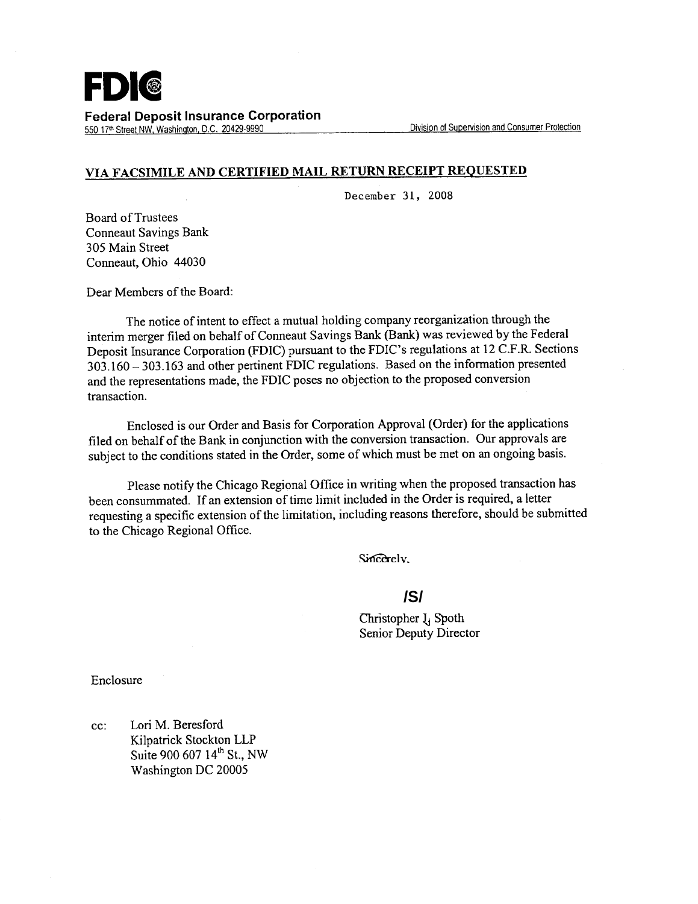**FDIC**

**Federal Deposit Insurance Corporation**
550 17th Street NW, Washington, D.C. 20429-9990 — Division of Supervision and Consumer Protection

**VIA FACSIMILE AND CERTIFIED MAIL RETURN RECEIPT REQUESTED**

December 31, 2008

Board of Trustees
Conneaut Savings Bank
305 Main Street
Conneaut, Ohio 44030

Dear Members of the Board:

The notice of intent to effect a mutual holding company reorganization through the interim merger filed on behalf of Conneaut Savings Bank (Bank) was reviewed by the Federal Deposit Insurance Corporation (FDIC) pursuant to the FDIC's regulations at 12 C.F.R. Sections 303.160 – 303.163 and other pertinent FDIC regulations. Based on the information presented and the representations made, the FDIC poses no objection to the proposed conversion transaction.

Enclosed is our Order and Basis for Corporation Approval (Order) for the applications filed on behalf of the Bank in conjunction with the conversion transaction. Our approvals are subject to the conditions stated in the Order, some of which must be met on an ongoing basis.

Please notify the Chicago Regional Office in writing when the proposed transaction has been consummated. If an extension of time limit included in the Order is required, a letter requesting a specific extension of the limitation, including reasons therefore, should be submitted to the Chicago Regional Office.

Sincerely,

/S/

Christopher J. Spoth
Senior Deputy Director

Enclosure

cc: Lori M. Beresford
Kilpatrick Stockton LLP
Suite 900 607 14th St., NW
Washington DC 20005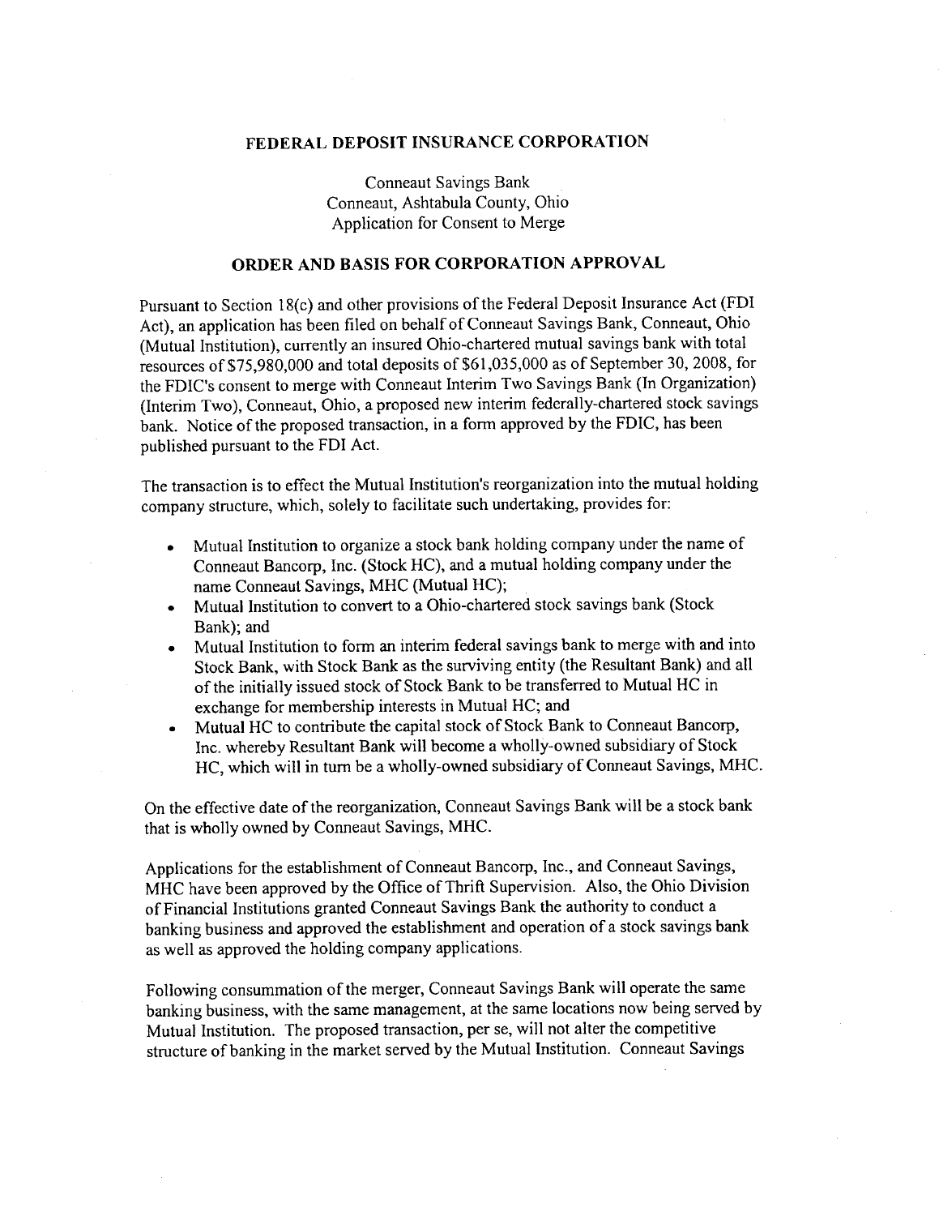## FEDERAL DEPOSIT INSURANCE CORPORATION

Conneaut Savings Bank
Conneaut, Ashtabula County, Ohio
Application for Consent to Merge

## ORDER AND BASIS FOR CORPORATION APPROVAL

Pursuant to Section 18(c) and other provisions of the Federal Deposit Insurance Act (FDI Act), an application has been filed on behalf of Conneaut Savings Bank, Conneaut, Ohio (Mutual Institution), currently an insured Ohio-chartered mutual savings bank with total resources of $75,980,000 and total deposits of $61,035,000 as of September 30, 2008, for the FDIC's consent to merge with Conneaut Interim Two Savings Bank (In Organization) (Interim Two), Conneaut, Ohio, a proposed new interim federally-chartered stock savings bank. Notice of the proposed transaction, in a form approved by the FDIC, has been published pursuant to the FDI Act.

The transaction is to effect the Mutual Institution's reorganization into the mutual holding company structure, which, solely to facilitate such undertaking, provides for:

- Mutual Institution to organize a stock bank holding company under the name of Conneaut Bancorp, Inc. (Stock HC), and a mutual holding company under the name Conneaut Savings, MHC (Mutual HC);
- Mutual Institution to convert to a Ohio-chartered stock savings bank (Stock Bank); and
- Mutual Institution to form an interim federal savings bank to merge with and into Stock Bank, with Stock Bank as the surviving entity (the Resultant Bank) and all of the initially issued stock of Stock Bank to be transferred to Mutual HC in exchange for membership interests in Mutual HC; and
- Mutual HC to contribute the capital stock of Stock Bank to Conneaut Bancorp, Inc. whereby Resultant Bank will become a wholly-owned subsidiary of Stock HC, which will in turn be a wholly-owned subsidiary of Conneaut Savings, MHC.

On the effective date of the reorganization, Conneaut Savings Bank will be a stock bank that is wholly owned by Conneaut Savings, MHC.

Applications for the establishment of Conneaut Bancorp, Inc., and Conneaut Savings, MHC have been approved by the Office of Thrift Supervision. Also, the Ohio Division of Financial Institutions granted Conneaut Savings Bank the authority to conduct a banking business and approved the establishment and operation of a stock savings bank as well as approved the holding company applications.

Following consummation of the merger, Conneaut Savings Bank will operate the same banking business, with the same management, at the same locations now being served by Mutual Institution. The proposed transaction, per se, will not alter the competitive structure of banking in the market served by the Mutual Institution. Conneaut Savings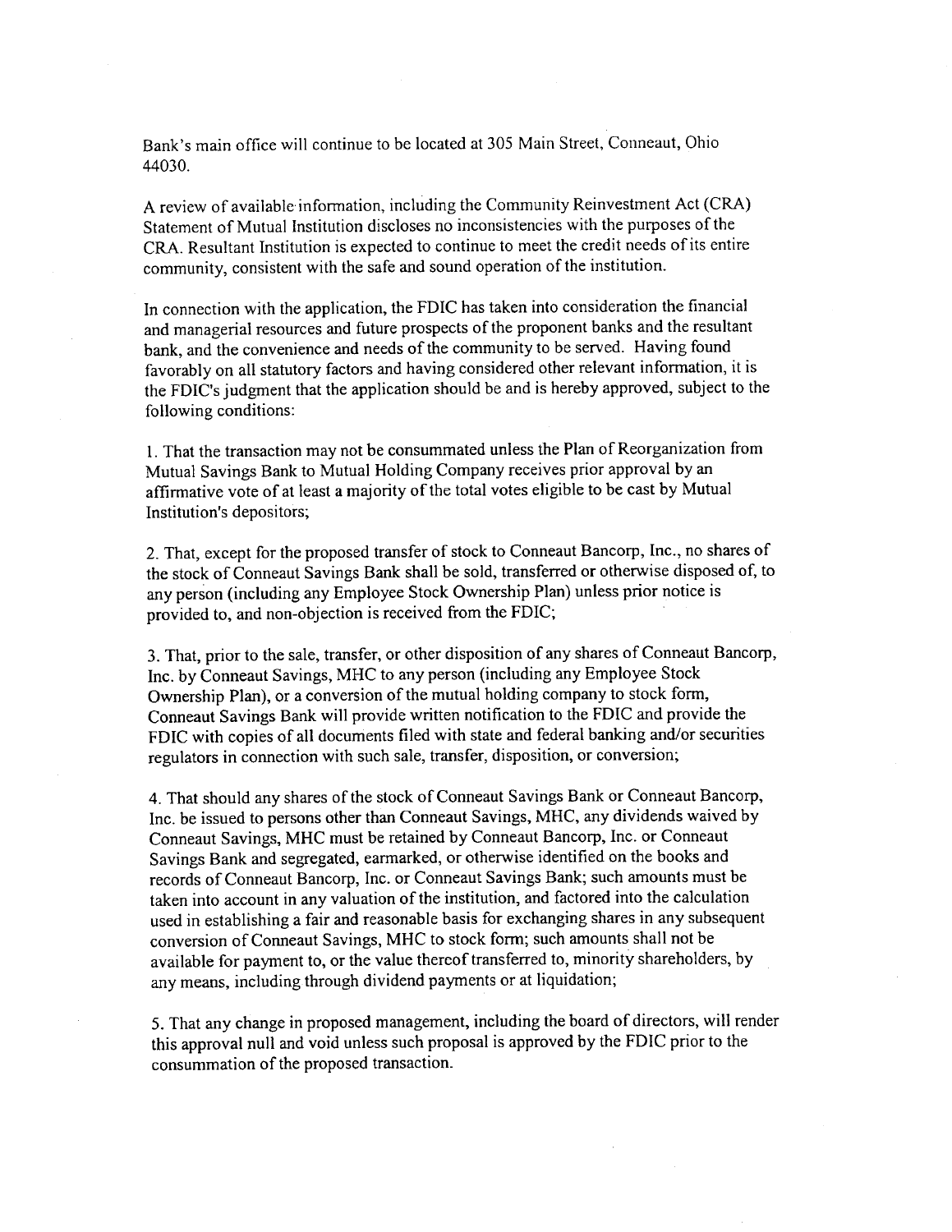Bank's main office will continue to be located at 305 Main Street, Conneaut, Ohio 44030.

A review of available information, including the Community Reinvestment Act (CRA) Statement of Mutual Institution discloses no inconsistencies with the purposes of the CRA. Resultant Institution is expected to continue to meet the credit needs of its entire community, consistent with the safe and sound operation of the institution.

In connection with the application, the FDIC has taken into consideration the financial and managerial resources and future prospects of the proponent banks and the resultant bank, and the convenience and needs of the community to be served. Having found favorably on all statutory factors and having considered other relevant information, it is the FDIC's judgment that the application should be and is hereby approved, subject to the following conditions:

1. That the transaction may not be consummated unless the Plan of Reorganization from Mutual Savings Bank to Mutual Holding Company receives prior approval by an affirmative vote of at least a majority of the total votes eligible to be cast by Mutual Institution's depositors;

2. That, except for the proposed transfer of stock to Conneaut Bancorp, Inc., no shares of the stock of Conneaut Savings Bank shall be sold, transferred or otherwise disposed of, to any person (including any Employee Stock Ownership Plan) unless prior notice is provided to, and non-objection is received from the FDIC;

3. That, prior to the sale, transfer, or other disposition of any shares of Conneaut Bancorp, Inc. by Conneaut Savings, MHC to any person (including any Employee Stock Ownership Plan), or a conversion of the mutual holding company to stock form, Conneaut Savings Bank will provide written notification to the FDIC and provide the FDIC with copies of all documents filed with state and federal banking and/or securities regulators in connection with such sale, transfer, disposition, or conversion;

4. That should any shares of the stock of Conneaut Savings Bank or Conneaut Bancorp, Inc. be issued to persons other than Conneaut Savings, MHC, any dividends waived by Conneaut Savings, MHC must be retained by Conneaut Bancorp, Inc. or Conneaut Savings Bank and segregated, earmarked, or otherwise identified on the books and records of Conneaut Bancorp, Inc. or Conneaut Savings Bank; such amounts must be taken into account in any valuation of the institution, and factored into the calculation used in establishing a fair and reasonable basis for exchanging shares in any subsequent conversion of Conneaut Savings, MHC to stock form; such amounts shall not be available for payment to, or the value thereof transferred to, minority shareholders, by any means, including through dividend payments or at liquidation;

5. That any change in proposed management, including the board of directors, will render this approval null and void unless such proposal is approved by the FDIC prior to the consummation of the proposed transaction.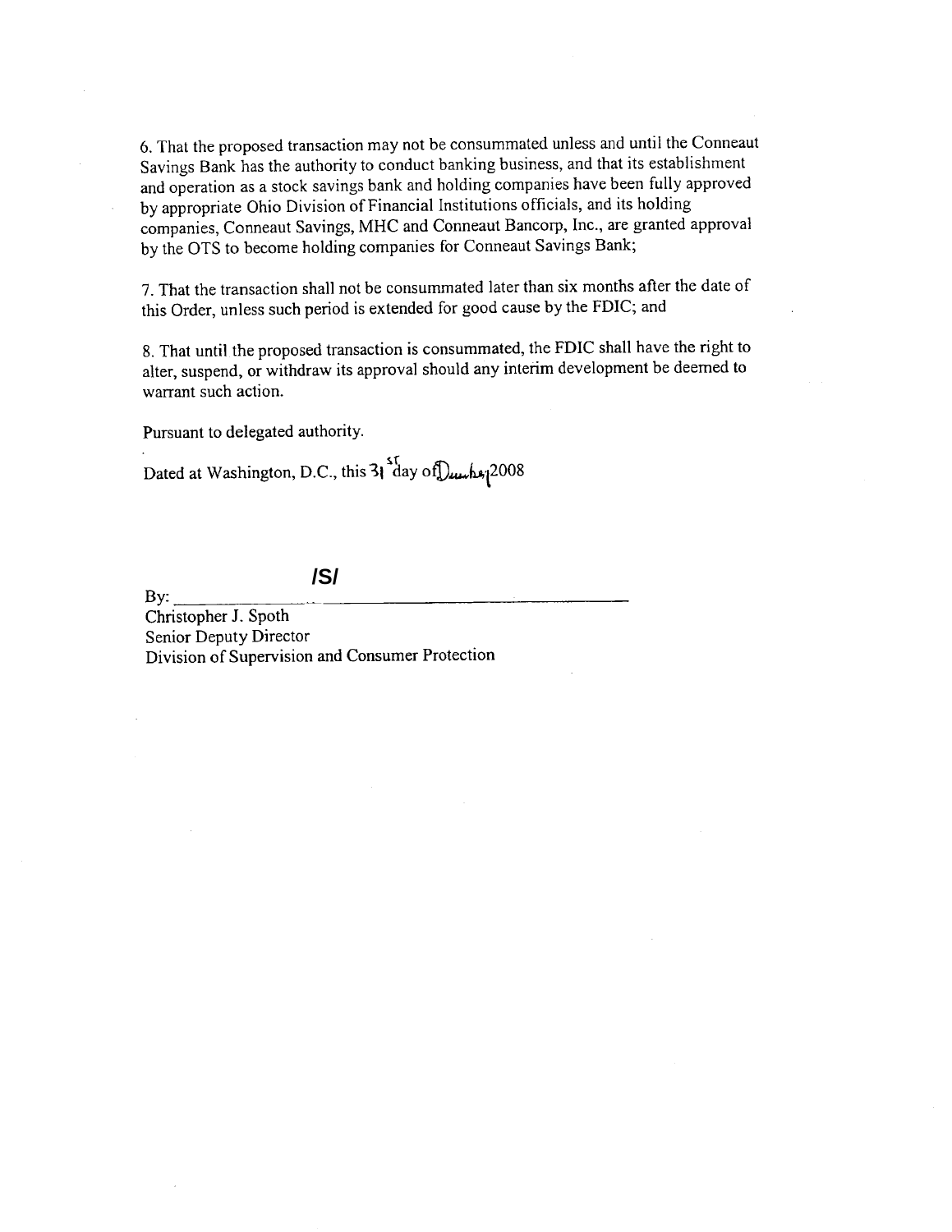6. That the proposed transaction may not be consummated unless and until the Conneaut Savings Bank has the authority to conduct banking business, and that its establishment and operation as a stock savings bank and holding companies have been fully approved by appropriate Ohio Division of Financial Institutions officials, and its holding companies, Conneaut Savings, MHC and Conneaut Bancorp, Inc., are granted approval by the OTS to become holding companies for Conneaut Savings Bank;

7. That the transaction shall not be consummated later than six months after the date of this Order, unless such period is extended for good cause by the FDIC; and

8. That until the proposed transaction is consummated, the FDIC shall have the right to alter, suspend, or withdraw its approval should any interim development be deemed to warrant such action.

Pursuant to delegated authority.

Dated at Washington, D.C., this 31st day of December 2008

/S/

By: ___________________________

Christopher J. Spoth
Senior Deputy Director
Division of Supervision and Consumer Protection